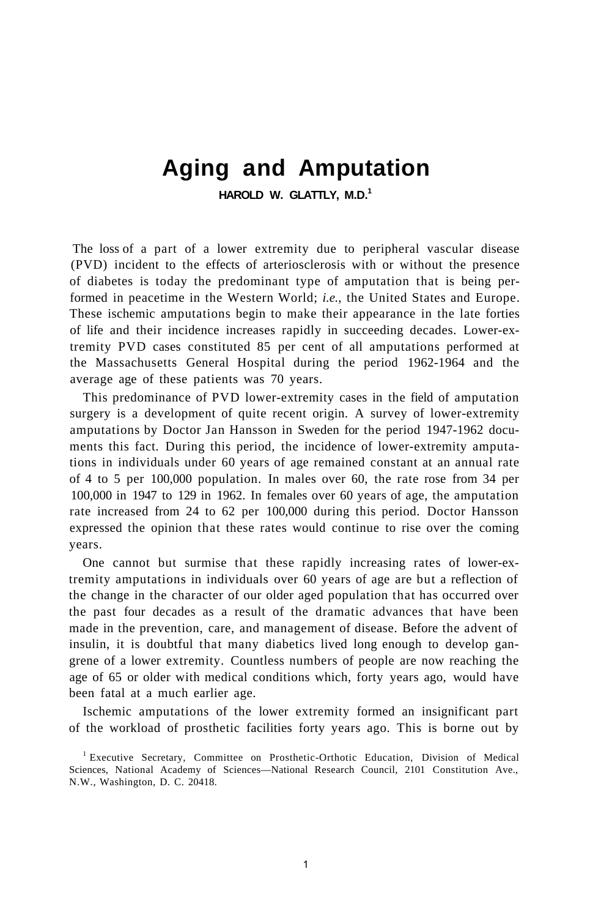# Aging and Amputation

**HAROLD W. GLATTLY, M.D.**[1]

The loss of a part of a lower extremity due to peripheral vascular disease (PVD) incident to the effects of arteriosclerosis with or without the presence of diabetes is today the predominant type of amputation that is being performed in peacetime in the Western World; *i.e.,* the United States and Europe. These ischemic amputations begin to make their appearance in the late forties of life and their incidence increases rapidly in succeeding decades. Lower-extremity PVD cases constituted 85 per cent of all amputations performed at the Massachusetts General Hospital during the period 1962-1964 and the average age of these patients was 70 years.

This predominance of PVD lower-extremity cases in the field of amputation surgery is a development of quite recent origin. A survey of lower-extremity amputations by Doctor Jan Hansson in Sweden for the period 1947-1962 documents this fact. During this period, the incidence of lower-extremity amputations in individuals under 60 years of age remained constant at an annual rate of 4 to 5 per 100,000 population. In males over 60, the rate rose from 34 per 100,000 in 1947 to 129 in 1962. In females over 60 years of age, the amputation rate increased from 24 to 62 per 100,000 during this period. Doctor Hansson expressed the opinion that these rates would continue to rise over the coming years.

One cannot but surmise that these rapidly increasing rates of lower-extremity amputations in individuals over 60 years of age are but a reflection of the change in the character of our older aged population that has occurred over the past four decades as a result of the dramatic advances that have been made in the prevention, care, and management of disease. Before the advent of insulin, it is doubtful that many diabetics lived long enough to develop gangrene of a lower extremity. Countless numbers of people are now reaching the age of 65 or older with medical conditions which, forty years ago, would have been fatal at a much earlier age.

Ischemic amputations of the lower extremity formed an insignificant part of the workload of prosthetic facilities forty years ago. This is borne out by

[1] Executive Secretary, Committee on Prosthetic-Orthotic Education, Division of Medical Sciences, National Academy of Sciences—National Research Council, 2101 Constitution Ave., N.W., Washington, D. C. 20418.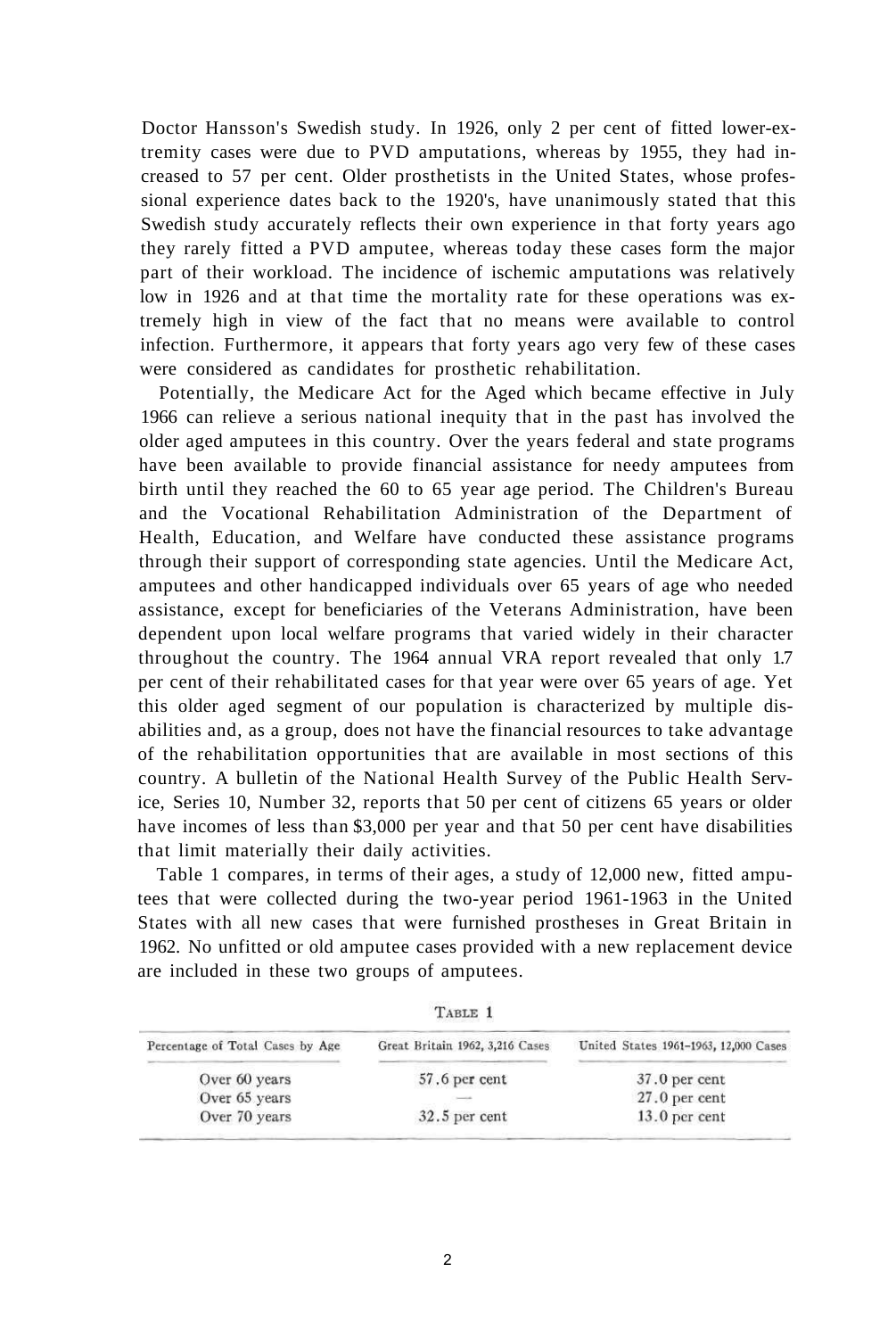Doctor Hansson's Swedish study. In 1926, only 2 per cent of fitted lower-extremity cases were due to PVD amputations, whereas by 1955, they had increased to 57 per cent. Older prosthetists in the United States, whose professional experience dates back to the 1920's, have unanimously stated that this Swedish study accurately reflects their own experience in that forty years ago they rarely fitted a PVD amputee, whereas today these cases form the major part of their workload. The incidence of ischemic amputations was relatively low in 1926 and at that time the mortality rate for these operations was extremely high in view of the fact that no means were available to control infection. Furthermore, it appears that forty years ago very few of these cases were considered as candidates for prosthetic rehabilitation.

Potentially, the Medicare Act for the Aged which became effective in July 1966 can relieve a serious national inequity that in the past has involved the older aged amputees in this country. Over the years federal and state programs have been available to provide financial assistance for needy amputees from birth until they reached the 60 to 65 year age period. The Children's Bureau and the Vocational Rehabilitation Administration of the Department of Health, Education, and Welfare have conducted these assistance programs through their support of corresponding state agencies. Until the Medicare Act, amputees and other handicapped individuals over 65 years of age who needed assistance, except for beneficiaries of the Veterans Administration, have been dependent upon local welfare programs that varied widely in their character throughout the country. The 1964 annual VRA report revealed that only 1.7 per cent of their rehabilitated cases for that year were over 65 years of age. Yet this older aged segment of our population is characterized by multiple disabilities and, as a group, does not have the financial resources to take advantage of the rehabilitation opportunities that are available in most sections of this country. A bulletin of the National Health Survey of the Public Health Service, Series 10, Number 32, reports that 50 per cent of citizens 65 years or older have incomes of less than $3,000 per year and that 50 per cent have disabilities that limit materially their daily activities.

Table 1 compares, in terms of their ages, a study of 12,000 new, fitted amputees that were collected during the two-year period 1961-1963 in the United States with all new cases that were furnished prostheses in Great Britain in 1962. No unfitted or old amputee cases provided with a new replacement device are included in these two groups of amputees.

TABLE 1

| Percentage of Total Cases by Age | Great Britain 1962, 3,216 Cases | United States 1961–1963, 12,000 Cases |
|---|---|---|
| Over 60 years | 57.6 per cent | 37.0 per cent |
| Over 65 years | — | 27.0 per cent |
| Over 70 years | 32.5 per cent | 13.0 per cent |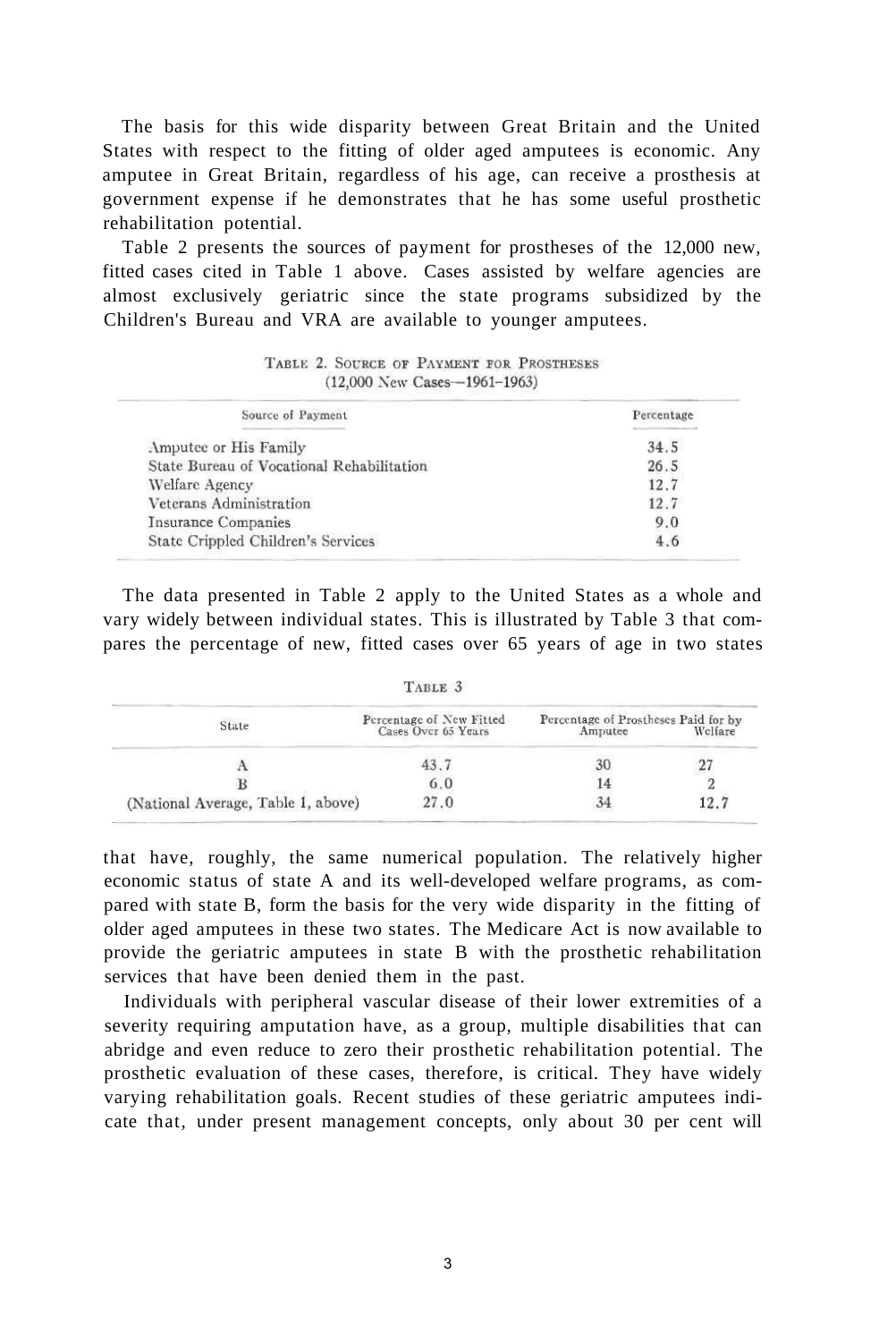The basis for this wide disparity between Great Britain and the United States with respect to the fitting of older aged amputees is economic. Any amputee in Great Britain, regardless of his age, can receive a prosthesis at government expense if he demonstrates that he has some useful prosthetic rehabilitation potential.

Table 2 presents the sources of payment for prostheses of the 12,000 new, fitted cases cited in Table 1 above. Cases assisted by welfare agencies are almost exclusively geriatric since the state programs subsidized by the Children's Bureau and VRA are available to younger amputees.

TABLE 2. SOURCE OF PAYMENT FOR PROSTHESES
(12,000 New Cases—1961–1963)

| Source of Payment | Percentage |
|---|---|
| Amputee or His Family | 34.5 |
| State Bureau of Vocational Rehabilitation | 26.5 |
| Welfare Agency | 12.7 |
| Veterans Administration | 12.7 |
| Insurance Companies | 9.0 |
| State Crippled Children's Services | 4.6 |

The data presented in Table 2 apply to the United States as a whole and vary widely between individual states. This is illustrated by Table 3 that compares the percentage of new, fitted cases over 65 years of age in two states that have, roughly, the same numerical population. The relatively higher economic status of state A and its well-developed welfare programs, as compared with state B, form the basis for the very wide disparity in the fitting of older aged amputees in these two states. The Medicare Act is now available to provide the geriatric amputees in state B with the prosthetic rehabilitation services that have been denied them in the past.

TABLE 3

| State | Percentage of New Fitted Cases Over 65 Years | Percentage of Prostheses Paid for by Amputee | |
|---|---|---|---|
| | | Amputee | Welfare |
| A | 43.7 | 30 | 27 |
| B | 6.0 | 14 | 2 |
| (National Average, Table 1, above) | 27.0 | 34 | 12.7 |

Individuals with peripheral vascular disease of their lower extremities of a severity requiring amputation have, as a group, multiple disabilities that can abridge and even reduce to zero their prosthetic rehabilitation potential. The prosthetic evaluation of these cases, therefore, is critical. They have widely varying rehabilitation goals. Recent studies of these geriatric amputees indicate that, under present management concepts, only about 30 per cent will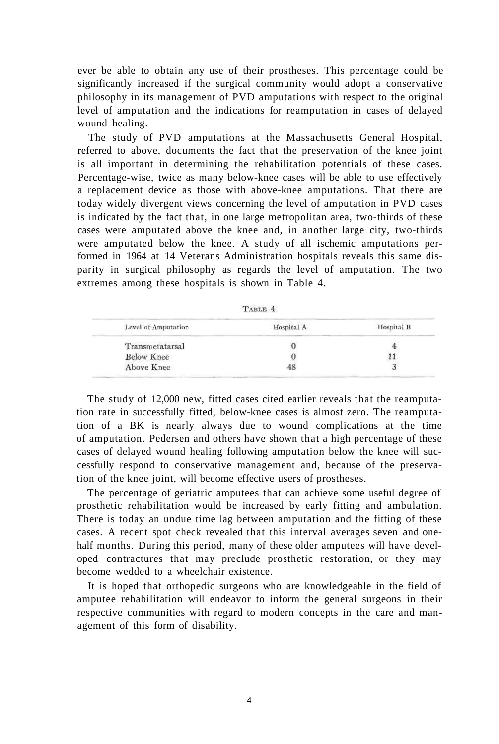ever be able to obtain any use of their prostheses. This percentage could be significantly increased if the surgical community would adopt a conservative philosophy in its management of PVD amputations with respect to the original level of amputation and the indications for reamputation in cases of delayed wound healing.

The study of PVD amputations at the Massachusetts General Hospital, referred to above, documents the fact that the preservation of the knee joint is all important in determining the rehabilitation potentials of these cases. Percentage-wise, twice as many below-knee cases will be able to use effectively a replacement device as those with above-knee amputations. That there are today widely divergent views concerning the level of amputation in PVD cases is indicated by the fact that, in one large metropolitan area, two-thirds of these cases were amputated above the knee and, in another large city, two-thirds were amputated below the knee. A study of all ischemic amputations performed in 1964 at 14 Veterans Administration hospitals reveals this same disparity in surgical philosophy as regards the level of amputation. The two extremes among these hospitals is shown in Table 4.

TABLE 4

| Level of Amputation | Hospital A | Hospital B |
|---|---|---|
| Transmetatarsal | 0 | 4 |
| Below Knee | 0 | 11 |
| Above Knee | 48 | 3 |

The study of 12,000 new, fitted cases cited earlier reveals that the reamputation rate in successfully fitted, below-knee cases is almost zero. The reamputation of a BK is nearly always due to wound complications at the time of amputation. Pedersen and others have shown that a high percentage of these cases of delayed wound healing following amputation below the knee will successfully respond to conservative management and, because of the preservation of the knee joint, will become effective users of prostheses.

The percentage of geriatric amputees that can achieve some useful degree of prosthetic rehabilitation would be increased by early fitting and ambulation. There is today an undue time lag between amputation and the fitting of these cases. A recent spot check revealed that this interval averages seven and one-half months. During this period, many of these older amputees will have developed contractures that may preclude prosthetic restoration, or they may become wedded to a wheelchair existence.

It is hoped that orthopedic surgeons who are knowledgeable in the field of amputee rehabilitation will endeavor to inform the general surgeons in their respective communities with regard to modern concepts in the care and management of this form of disability.